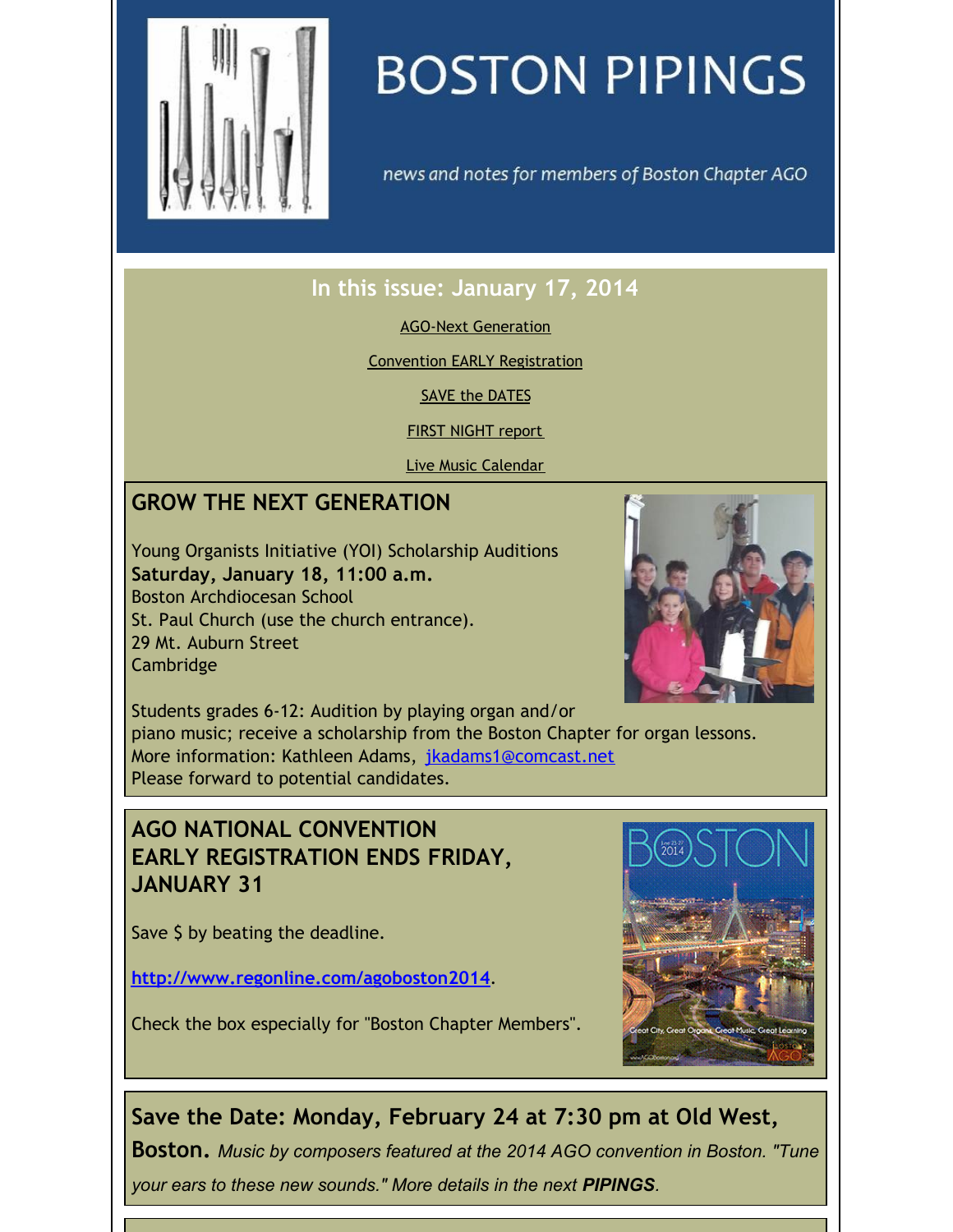# BOSTON PIPINGS

*news and notes for members of Boston Chapter AGO*

## In this issue: January 17, 2014

AGO-Next Generation

Convention EARLY Registration

SAVE the DATES

FIRST NIGHT report

Live Music Calendar

## GROW THE NEXT GENERATION

Young Organists Initiative (YOI) Scholarship Auditions
**Saturday, January 18, 11:00 a.m.**
Boston Archdiocesan School
St. Paul Church (use the church entrance).
29 Mt. Auburn Street
Cambridge

Students grades 6-12: Audition by playing organ and/or piano music; receive a scholarship from the Boston Chapter for organ lessons.
More information: Kathleen Adams, jkadams1@comcast.net
Please forward to potential candidates.

## AGO NATIONAL CONVENTION EARLY REGISTRATION ENDS FRIDAY, JANUARY 31

Save $ by beating the deadline.

**http://www.regonline.com/agoboston2014**.

Check the box especially for "Boston Chapter Members".

## Save the Date: Monday, February 24 at 7:30 pm at Old West, Boston.

*Music by composers featured at the 2014 AGO convention in Boston. "Tune your ears to these new sounds." More details in the next **PIPINGS**.*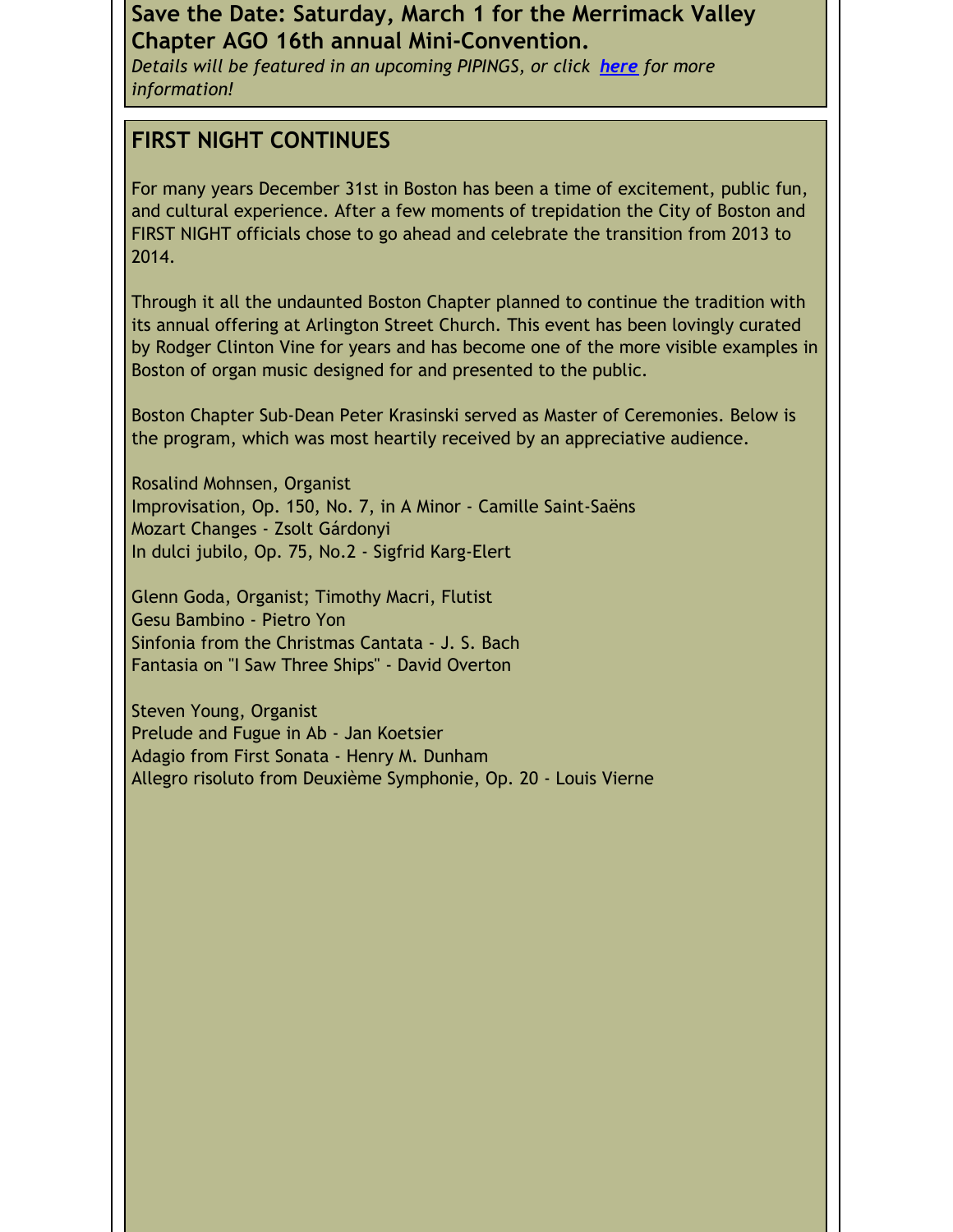**Save the Date: Saturday, March 1 for the Merrimack Valley Chapter AGO 16th annual Mini-Convention.**

*Details will be featured in an upcoming PIPINGS, or click* ***here*** *for more information!*

## FIRST NIGHT CONTINUES

For many years December 31st in Boston has been a time of excitement, public fun, and cultural experience. After a few moments of trepidation the City of Boston and FIRST NIGHT officials chose to go ahead and celebrate the transition from 2013 to 2014.

Through it all the undaunted Boston Chapter planned to continue the tradition with its annual offering at Arlington Street Church. This event has been lovingly curated by Rodger Clinton Vine for years and has become one of the more visible examples in Boston of organ music designed for and presented to the public.

Boston Chapter Sub-Dean Peter Krasinski served as Master of Ceremonies. Below is the program, which was most heartily received by an appreciative audience.

Rosalind Mohnsen, Organist
Improvisation, Op. 150, No. 7, in A Minor - Camille Saint-Saëns
Mozart Changes - Zsolt Gárdonyi
In dulci jubilo, Op. 75, No.2 - Sigfrid Karg-Elert

Glenn Goda, Organist; Timothy Macri, Flutist
Gesu Bambino - Pietro Yon
Sinfonia from the Christmas Cantata - J. S. Bach
Fantasia on "I Saw Three Ships" - David Overton

Steven Young, Organist
Prelude and Fugue in Ab - Jan Koetsier
Adagio from First Sonata - Henry M. Dunham
Allegro risoluto from Deuxième Symphonie, Op. 20 - Louis Vierne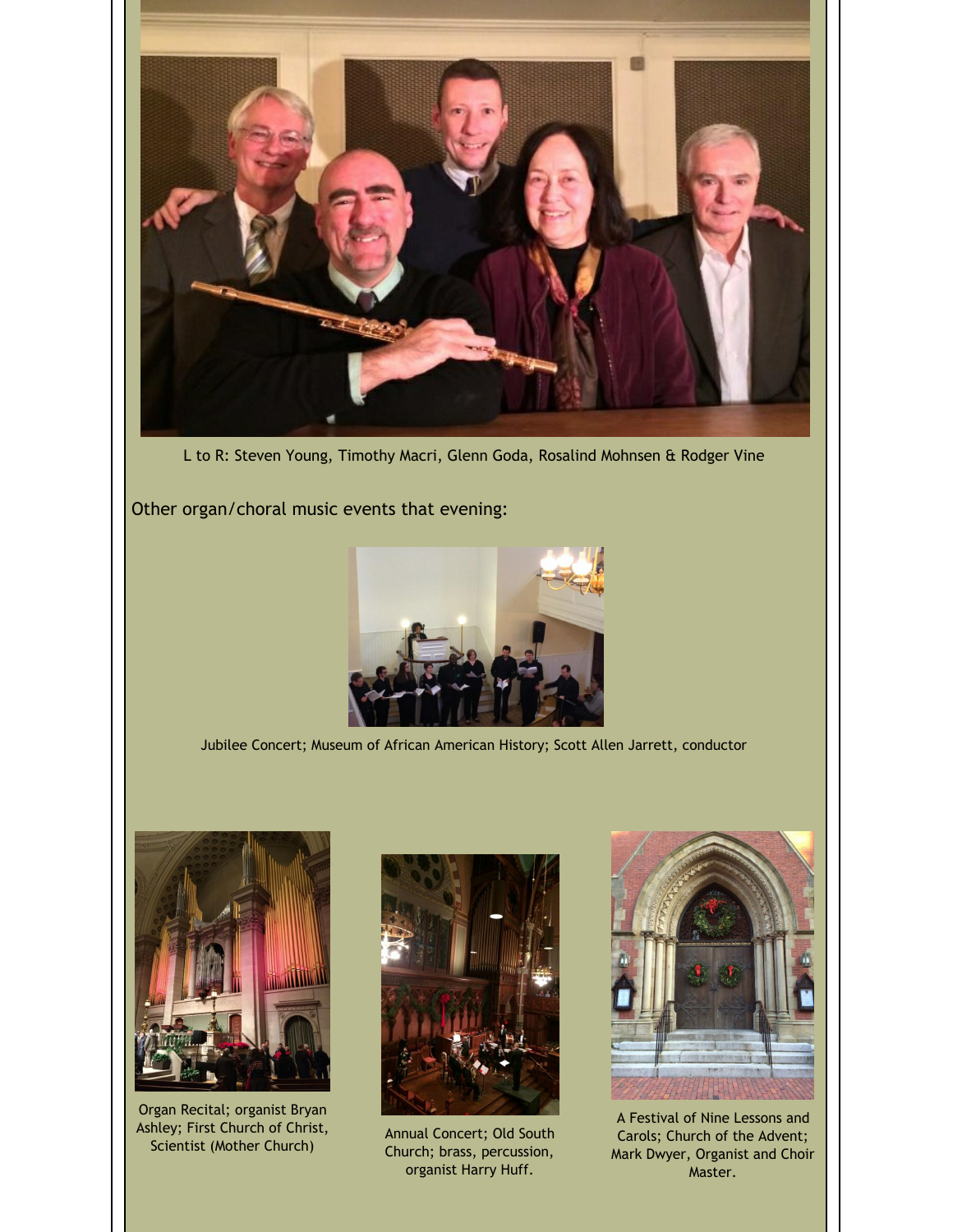L to R: Steven Young, Timothy Macri, Glenn Goda, Rosalind Mohnsen & Rodger Vine

Other organ/choral music events that evening:

Jubilee Concert; Museum of African American History; Scott Allen Jarrett, conductor

Organ Recital; organist Bryan Ashley; First Church of Christ, Scientist (Mother Church)

Annual Concert; Old South Church; brass, percussion, organist Harry Huff.

A Festival of Nine Lessons and Carols; Church of the Advent; Mark Dwyer, Organist and Choir Master.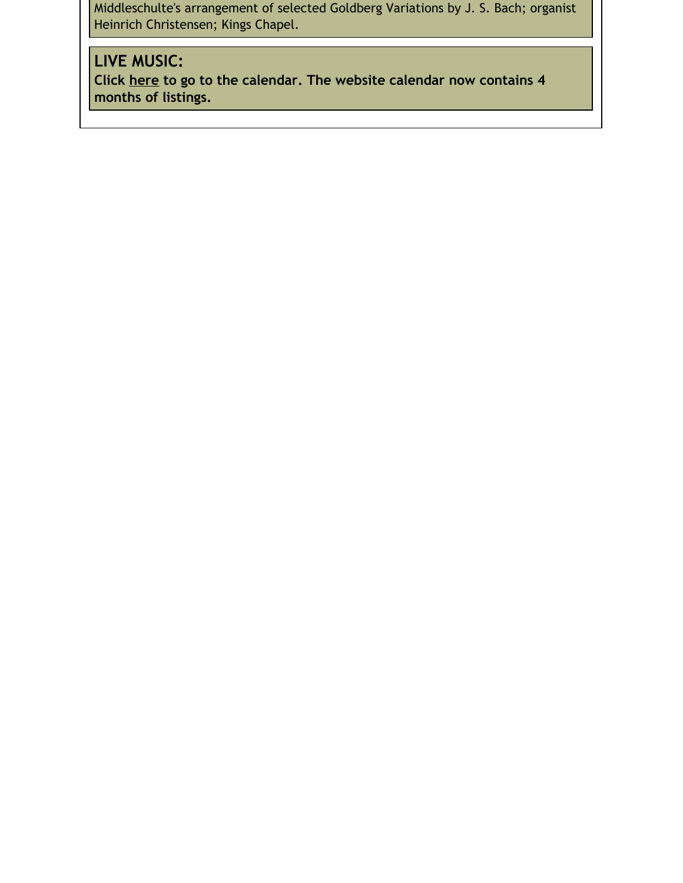Middleschulte's arrangement of selected Goldberg Variations by J. S. Bach; organist Heinrich Christensen; Kings Chapel.

## LIVE MUSIC:

**Click here to go to the calendar. The website calendar now contains 4 months of listings.**